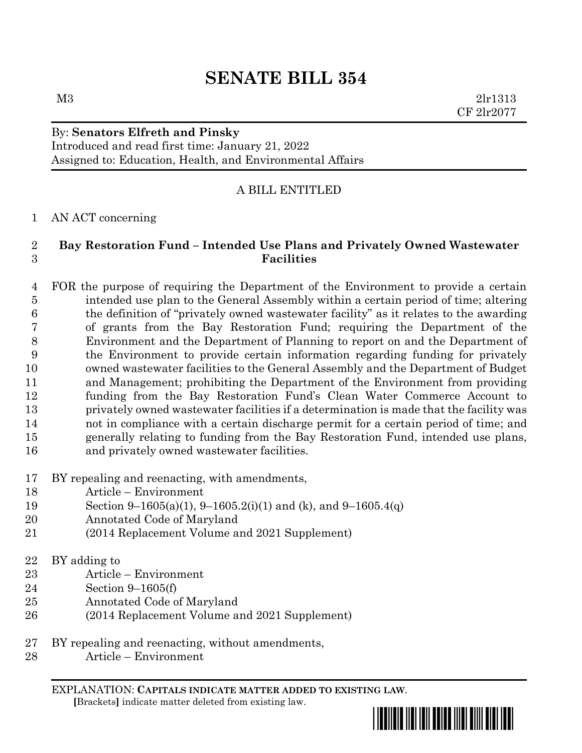# SENATE BILL 354

M3 2lr1313
CF 2lr2077

By: **Senators Elfreth and Pinsky**
Introduced and read first time: January 21, 2022
Assigned to: Education, Health, and Environmental Affairs

A BILL ENTITLED

AN ACT concerning

**Bay Restoration Fund – Intended Use Plans and Privately Owned Wastewater Facilities**

FOR the purpose of requiring the Department of the Environment to provide a certain intended use plan to the General Assembly within a certain period of time; altering the definition of "privately owned wastewater facility" as it relates to the awarding of grants from the Bay Restoration Fund; requiring the Department of the Environment and the Department of Planning to report on and the Department of the Environment to provide certain information regarding funding for privately owned wastewater facilities to the General Assembly and the Department of Budget and Management; prohibiting the Department of the Environment from providing funding from the Bay Restoration Fund's Clean Water Commerce Account to privately owned wastewater facilities if a determination is made that the facility was not in compliance with a certain discharge permit for a certain period of time; and generally relating to funding from the Bay Restoration Fund, intended use plans, and privately owned wastewater facilities.

BY repealing and reenacting, with amendments,
Article – Environment
Section 9–1605(a)(1), 9–1605.2(i)(1) and (k), and 9–1605.4(q)
Annotated Code of Maryland
(2014 Replacement Volume and 2021 Supplement)

BY adding to
Article – Environment
Section 9–1605(f)
Annotated Code of Maryland
(2014 Replacement Volume and 2021 Supplement)

BY repealing and reenacting, without amendments,
Article – Environment

EXPLANATION: **CAPITALS INDICATE MATTER ADDED TO EXISTING LAW.**
**[**Brackets**]** indicate matter deleted from existing law.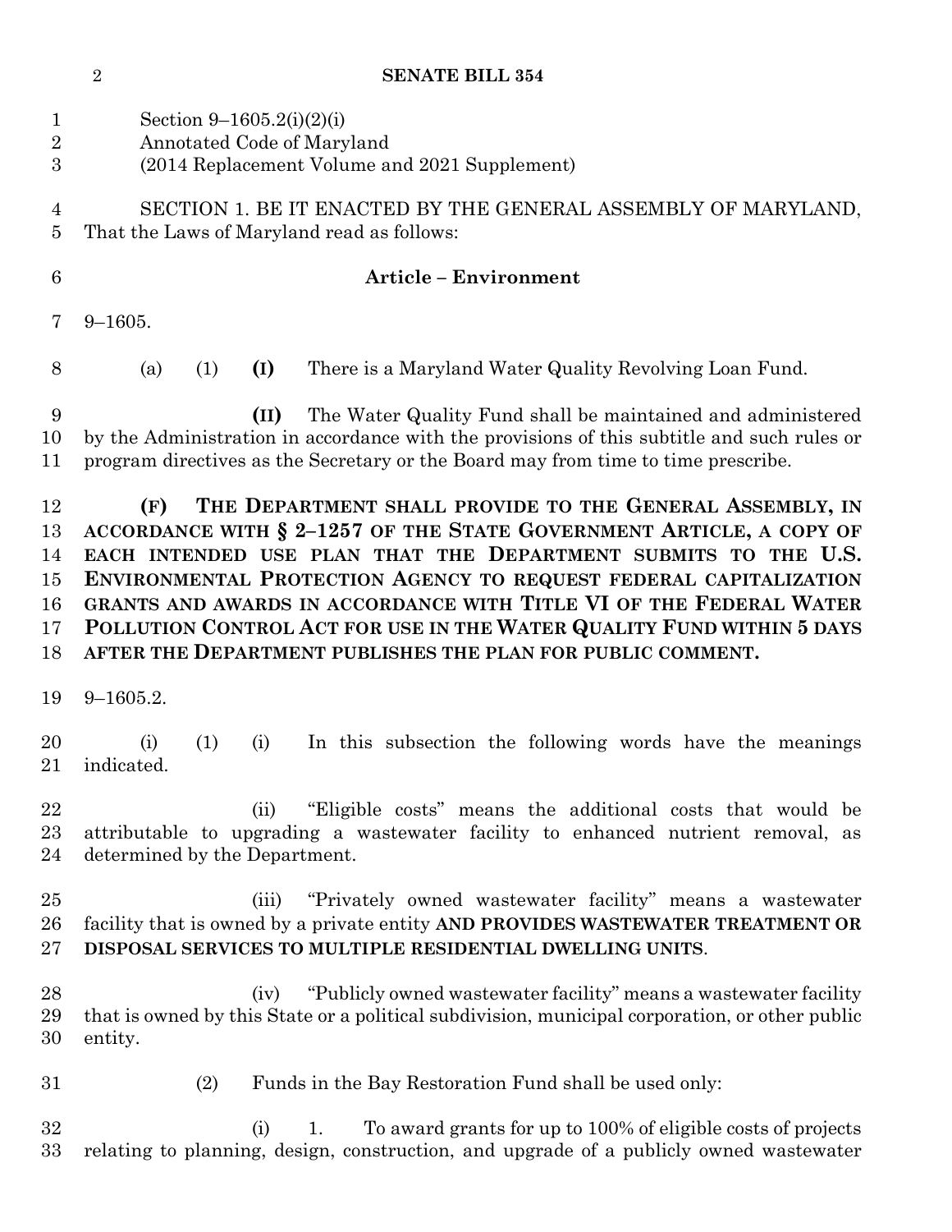Section 9–1605.2(i)(2)(i)
Annotated Code of Maryland
(2014 Replacement Volume and 2021 Supplement)

SECTION 1. BE IT ENACTED BY THE GENERAL ASSEMBLY OF MARYLAND, That the Laws of Maryland read as follows:

**Article – Environment**

9–1605.

(a) (1) **(I)** There is a Maryland Water Quality Revolving Loan Fund.

**(II)** The Water Quality Fund shall be maintained and administered by the Administration in accordance with the provisions of this subtitle and such rules or program directives as the Secretary or the Board may from time to time prescribe.

**(F) THE DEPARTMENT SHALL PROVIDE TO THE GENERAL ASSEMBLY, IN ACCORDANCE WITH § 2–1257 OF THE STATE GOVERNMENT ARTICLE, A COPY OF EACH INTENDED USE PLAN THAT THE DEPARTMENT SUBMITS TO THE U.S. ENVIRONMENTAL PROTECTION AGENCY TO REQUEST FEDERAL CAPITALIZATION GRANTS AND AWARDS IN ACCORDANCE WITH TITLE VI OF THE FEDERAL WATER POLLUTION CONTROL ACT FOR USE IN THE WATER QUALITY FUND WITHIN 5 DAYS AFTER THE DEPARTMENT PUBLISHES THE PLAN FOR PUBLIC COMMENT.**

9–1605.2.

(i) (1) (i) In this subsection the following words have the meanings indicated.

(ii) "Eligible costs" means the additional costs that would be attributable to upgrading a wastewater facility to enhanced nutrient removal, as determined by the Department.

(iii) "Privately owned wastewater facility" means a wastewater facility that is owned by a private entity **AND PROVIDES WASTEWATER TREATMENT OR DISPOSAL SERVICES TO MULTIPLE RESIDENTIAL DWELLING UNITS**.

(iv) "Publicly owned wastewater facility" means a wastewater facility that is owned by this State or a political subdivision, municipal corporation, or other public entity.

(2) Funds in the Bay Restoration Fund shall be used only:

(i) 1. To award grants for up to 100% of eligible costs of projects relating to planning, design, construction, and upgrade of a publicly owned wastewater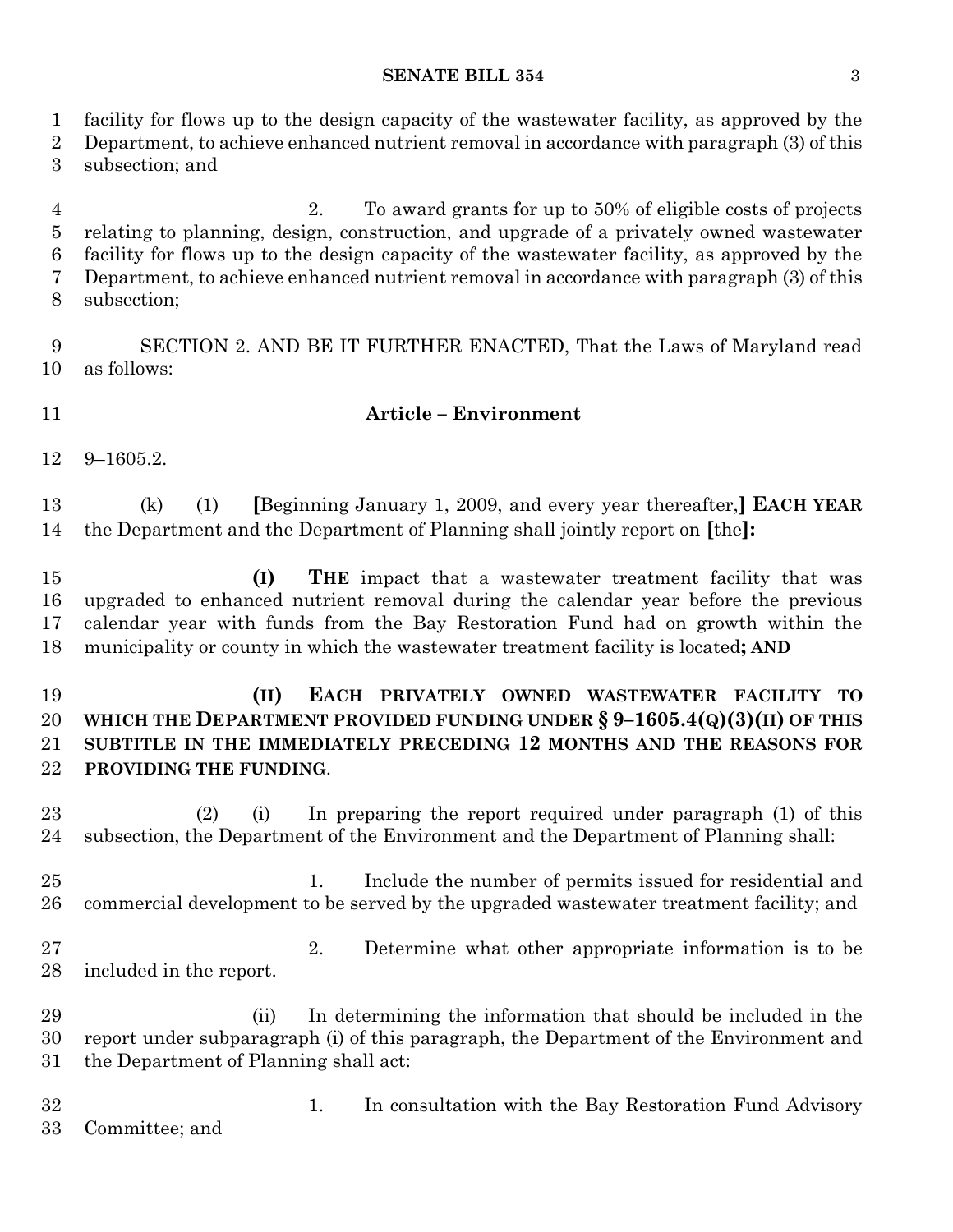facility for flows up to the design capacity of the wastewater facility, as approved by the Department, to achieve enhanced nutrient removal in accordance with paragraph (3) of this subsection; and

2. To award grants for up to 50% of eligible costs of projects relating to planning, design, construction, and upgrade of a privately owned wastewater facility for flows up to the design capacity of the wastewater facility, as approved by the Department, to achieve enhanced nutrient removal in accordance with paragraph (3) of this subsection;

SECTION 2. AND BE IT FURTHER ENACTED, That the Laws of Maryland read as follows:

**Article – Environment**

9–1605.2.

(k) (1) **[**Beginning January 1, 2009, and every year thereafter,**]** **EACH YEAR** the Department and the Department of Planning shall jointly report on **[**the**]:**

**(I)** **THE** impact that a wastewater treatment facility that was upgraded to enhanced nutrient removal during the calendar year before the previous calendar year with funds from the Bay Restoration Fund had on growth within the municipality or county in which the wastewater treatment facility is located**; AND**

**(II) EACH PRIVATELY OWNED WASTEWATER FACILITY TO WHICH THE DEPARTMENT PROVIDED FUNDING UNDER § 9–1605.4(Q)(3)(II) OF THIS SUBTITLE IN THE IMMEDIATELY PRECEDING 12 MONTHS AND THE REASONS FOR PROVIDING THE FUNDING**.

(2) (i) In preparing the report required under paragraph (1) of this subsection, the Department of the Environment and the Department of Planning shall:

1. Include the number of permits issued for residential and commercial development to be served by the upgraded wastewater treatment facility; and

2. Determine what other appropriate information is to be included in the report.

(ii) In determining the information that should be included in the report under subparagraph (i) of this paragraph, the Department of the Environment and the Department of Planning shall act:

1. In consultation with the Bay Restoration Fund Advisory Committee; and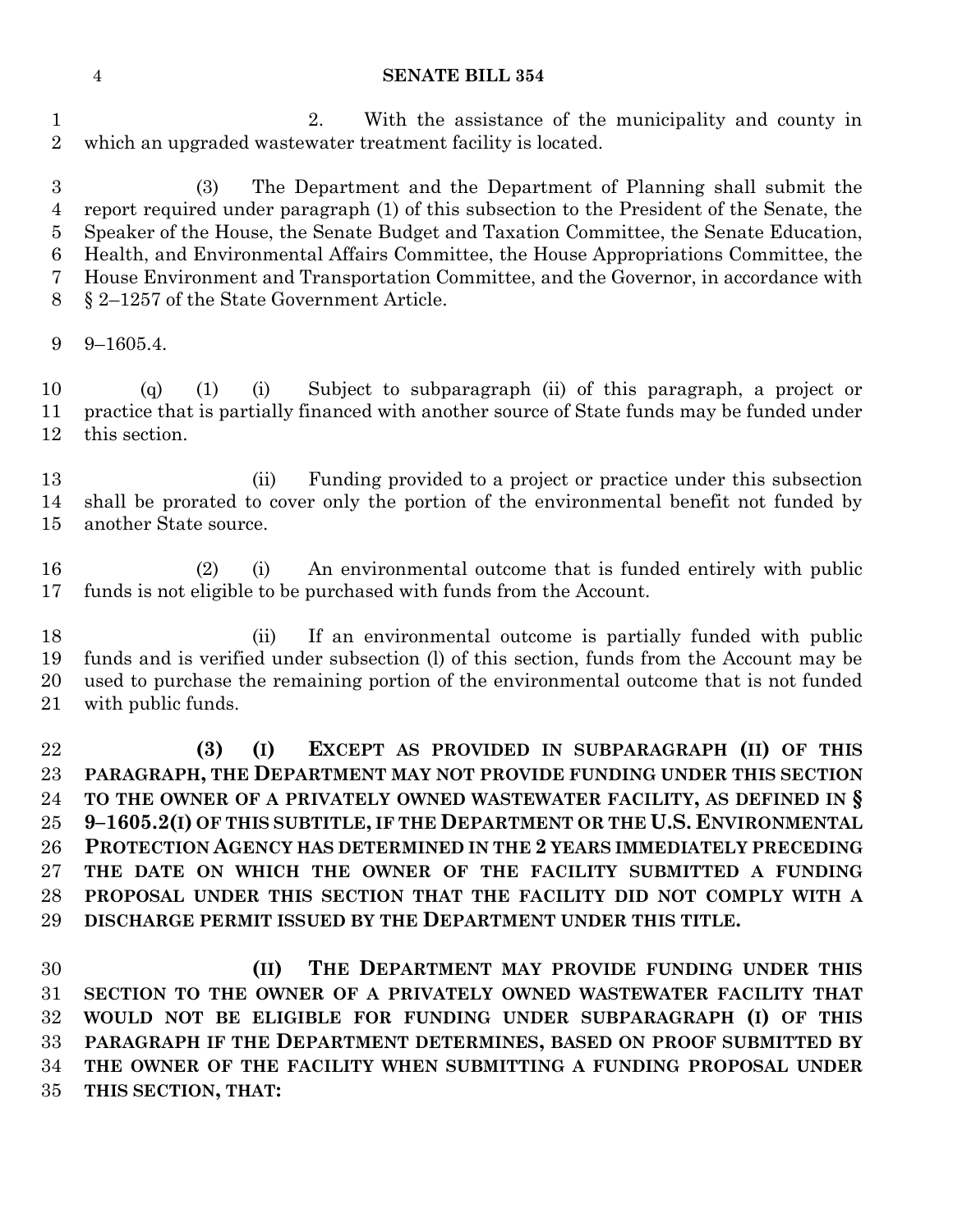2. With the assistance of the municipality and county in which an upgraded wastewater treatment facility is located.

(3) The Department and the Department of Planning shall submit the report required under paragraph (1) of this subsection to the President of the Senate, the Speaker of the House, the Senate Budget and Taxation Committee, the Senate Education, Health, and Environmental Affairs Committee, the House Appropriations Committee, the House Environment and Transportation Committee, and the Governor, in accordance with § 2–1257 of the State Government Article.

9–1605.4.

(q) (1) (i) Subject to subparagraph (ii) of this paragraph, a project or practice that is partially financed with another source of State funds may be funded under this section.

(ii) Funding provided to a project or practice under this subsection shall be prorated to cover only the portion of the environmental benefit not funded by another State source.

(2) (i) An environmental outcome that is funded entirely with public funds is not eligible to be purchased with funds from the Account.

(ii) If an environmental outcome is partially funded with public funds and is verified under subsection (l) of this section, funds from the Account may be used to purchase the remaining portion of the environmental outcome that is not funded with public funds.

**(3) (I) EXCEPT AS PROVIDED IN SUBPARAGRAPH (II) OF THIS PARAGRAPH, THE DEPARTMENT MAY NOT PROVIDE FUNDING UNDER THIS SECTION TO THE OWNER OF A PRIVATELY OWNED WASTEWATER FACILITY, AS DEFINED IN § 9–1605.2(I) OF THIS SUBTITLE, IF THE DEPARTMENT OR THE U.S. ENVIRONMENTAL PROTECTION AGENCY HAS DETERMINED IN THE 2 YEARS IMMEDIATELY PRECEDING THE DATE ON WHICH THE OWNER OF THE FACILITY SUBMITTED A FUNDING PROPOSAL UNDER THIS SECTION THAT THE FACILITY DID NOT COMPLY WITH A DISCHARGE PERMIT ISSUED BY THE DEPARTMENT UNDER THIS TITLE.**

**(II) THE DEPARTMENT MAY PROVIDE FUNDING UNDER THIS SECTION TO THE OWNER OF A PRIVATELY OWNED WASTEWATER FACILITY THAT WOULD NOT BE ELIGIBLE FOR FUNDING UNDER SUBPARAGRAPH (I) OF THIS PARAGRAPH IF THE DEPARTMENT DETERMINES, BASED ON PROOF SUBMITTED BY THE OWNER OF THE FACILITY WHEN SUBMITTING A FUNDING PROPOSAL UNDER THIS SECTION, THAT:**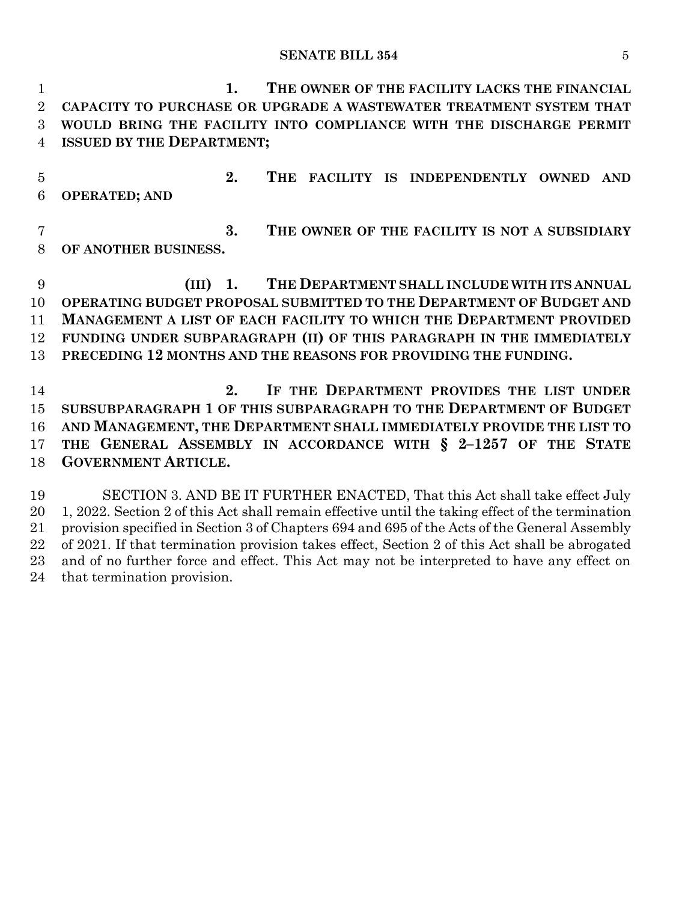**1. THE OWNER OF THE FACILITY LACKS THE FINANCIAL CAPACITY TO PURCHASE OR UPGRADE A WASTEWATER TREATMENT SYSTEM THAT WOULD BRING THE FACILITY INTO COMPLIANCE WITH THE DISCHARGE PERMIT ISSUED BY THE DEPARTMENT;**

**2. THE FACILITY IS INDEPENDENTLY OWNED AND OPERATED; AND**

**3. THE OWNER OF THE FACILITY IS NOT A SUBSIDIARY OF ANOTHER BUSINESS.**

**(III) 1. THE DEPARTMENT SHALL INCLUDE WITH ITS ANNUAL OPERATING BUDGET PROPOSAL SUBMITTED TO THE DEPARTMENT OF BUDGET AND MANAGEMENT A LIST OF EACH FACILITY TO WHICH THE DEPARTMENT PROVIDED FUNDING UNDER SUBPARAGRAPH (II) OF THIS PARAGRAPH IN THE IMMEDIATELY PRECEDING 12 MONTHS AND THE REASONS FOR PROVIDING THE FUNDING.**

**2. IF THE DEPARTMENT PROVIDES THE LIST UNDER SUBSUBPARAGRAPH 1 OF THIS SUBPARAGRAPH TO THE DEPARTMENT OF BUDGET AND MANAGEMENT, THE DEPARTMENT SHALL IMMEDIATELY PROVIDE THE LIST TO THE GENERAL ASSEMBLY IN ACCORDANCE WITH § 2–1257 OF THE STATE GOVERNMENT ARTICLE.**

SECTION 3. AND BE IT FURTHER ENACTED, That this Act shall take effect July 1, 2022. Section 2 of this Act shall remain effective until the taking effect of the termination provision specified in Section 3 of Chapters 694 and 695 of the Acts of the General Assembly of 2021. If that termination provision takes effect, Section 2 of this Act shall be abrogated and of no further force and effect. This Act may not be interpreted to have any effect on that termination provision.